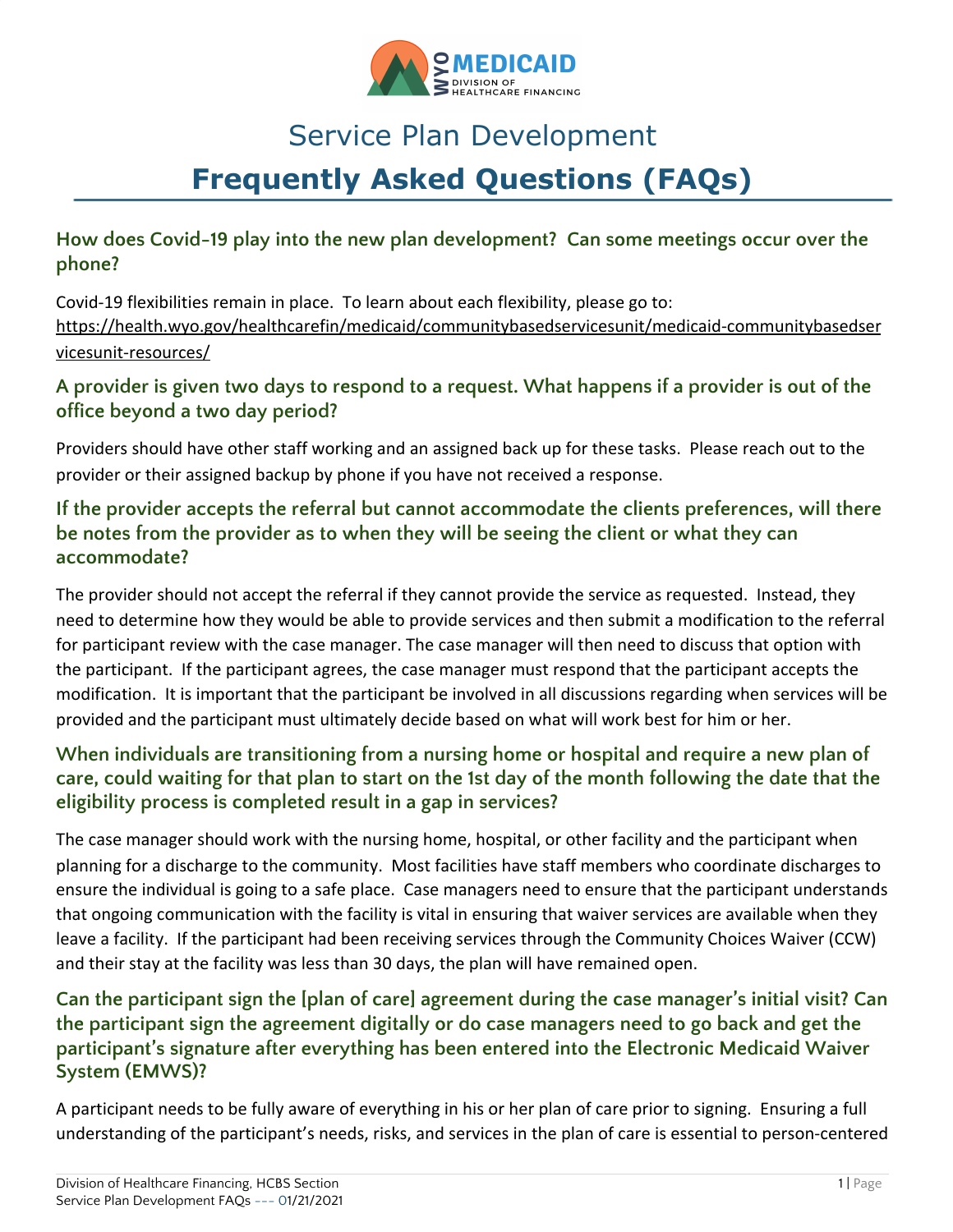# Service Plan Development

# Frequently Asked Questions (FAQs)

### How does Covid-19 play into the new plan development? Can some meetings occur over the phone?

Covid-19 flexibilities remain in place. To learn about each flexibility, please go to: https://health.wyo.gov/healthcarefin/medicaid/communitybasedservicesunit/medicaid-communitybasedservicesunit-resources/

### A provider is given two days to respond to a request. What happens if a provider is out of the office beyond a two day period?

Providers should have other staff working and an assigned back up for these tasks. Please reach out to the provider or their assigned backup by phone if you have not received a response.

### If the provider accepts the referral but cannot accommodate the clients preferences, will there be notes from the provider as to when they will be seeing the client or what they can accommodate?

The provider should not accept the referral if they cannot provide the service as requested. Instead, they need to determine how they would be able to provide services and then submit a modification to the referral for participant review with the case manager. The case manager will then need to discuss that option with the participant. If the participant agrees, the case manager must respond that the participant accepts the modification. It is important that the participant be involved in all discussions regarding when services will be provided and the participant must ultimately decide based on what will work best for him or her.

### When individuals are transitioning from a nursing home or hospital and require a new plan of care, could waiting for that plan to start on the 1st day of the month following the date that the eligibility process is completed result in a gap in services?

The case manager should work with the nursing home, hospital, or other facility and the participant when planning for a discharge to the community. Most facilities have staff members who coordinate discharges to ensure the individual is going to a safe place. Case managers need to ensure that the participant understands that ongoing communication with the facility is vital in ensuring that waiver services are available when they leave a facility. If the participant had been receiving services through the Community Choices Waiver (CCW) and their stay at the facility was less than 30 days, the plan will have remained open.

### Can the participant sign the [plan of care] agreement during the case manager's initial visit? Can the participant sign the agreement digitally or do case managers need to go back and get the participant's signature after everything has been entered into the Electronic Medicaid Waiver System (EMWS)?

A participant needs to be fully aware of everything in his or her plan of care prior to signing. Ensuring a full understanding of the participant's needs, risks, and services in the plan of care is essential to person-centered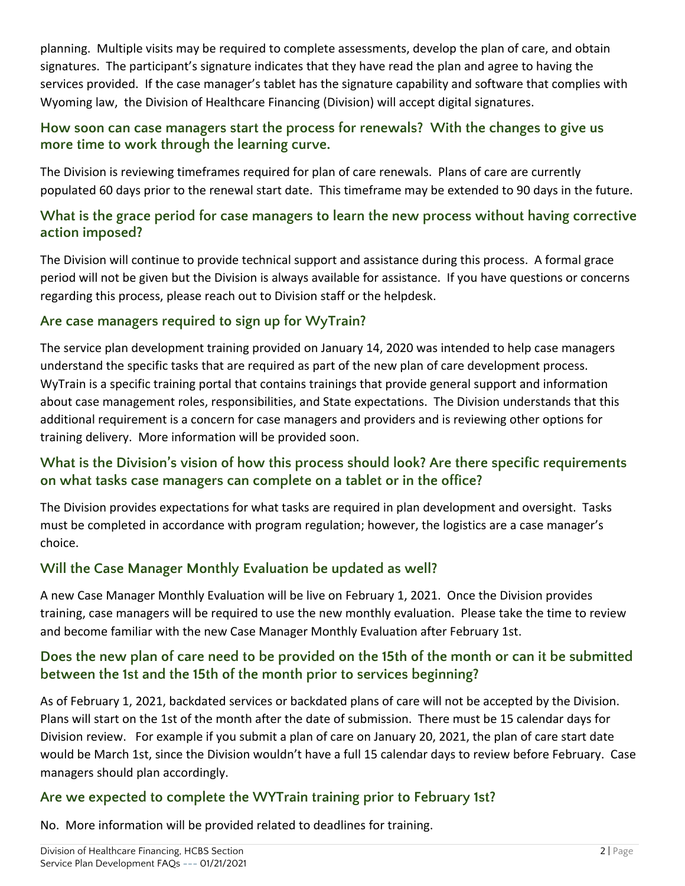planning. Multiple visits may be required to complete assessments, develop the plan of care, and obtain signatures. The participant's signature indicates that they have read the plan and agree to having the services provided. If the case manager's tablet has the signature capability and software that complies with Wyoming law, the Division of Healthcare Financing (Division) will accept digital signatures.

### How soon can case managers start the process for renewals? With the changes to give us more time to work through the learning curve.

The Division is reviewing timeframes required for plan of care renewals. Plans of care are currently populated 60 days prior to the renewal start date. This timeframe may be extended to 90 days in the future.

### What is the grace period for case managers to learn the new process without having corrective action imposed?

The Division will continue to provide technical support and assistance during this process. A formal grace period will not be given but the Division is always available for assistance. If you have questions or concerns regarding this process, please reach out to Division staff or the helpdesk.

### Are case managers required to sign up for WyTrain?

The service plan development training provided on January 14, 2020 was intended to help case managers understand the specific tasks that are required as part of the new plan of care development process. WyTrain is a specific training portal that contains trainings that provide general support and information about case management roles, responsibilities, and State expectations. The Division understands that this additional requirement is a concern for case managers and providers and is reviewing other options for training delivery. More information will be provided soon.

### What is the Division's vision of how this process should look? Are there specific requirements on what tasks case managers can complete on a tablet or in the office?

The Division provides expectations for what tasks are required in plan development and oversight. Tasks must be completed in accordance with program regulation; however, the logistics are a case manager's choice.

### Will the Case Manager Monthly Evaluation be updated as well?

A new Case Manager Monthly Evaluation will be live on February 1, 2021. Once the Division provides training, case managers will be required to use the new monthly evaluation. Please take the time to review and become familiar with the new Case Manager Monthly Evaluation after February 1st.

### Does the new plan of care need to be provided on the 15th of the month or can it be submitted between the 1st and the 15th of the month prior to services beginning?

As of February 1, 2021, backdated services or backdated plans of care will not be accepted by the Division. Plans will start on the 1st of the month after the date of submission. There must be 15 calendar days for Division review. For example if you submit a plan of care on January 20, 2021, the plan of care start date would be March 1st, since the Division wouldn't have a full 15 calendar days to review before February. Case managers should plan accordingly.

### Are we expected to complete the WYTrain training prior to February 1st?

No. More information will be provided related to deadlines for training.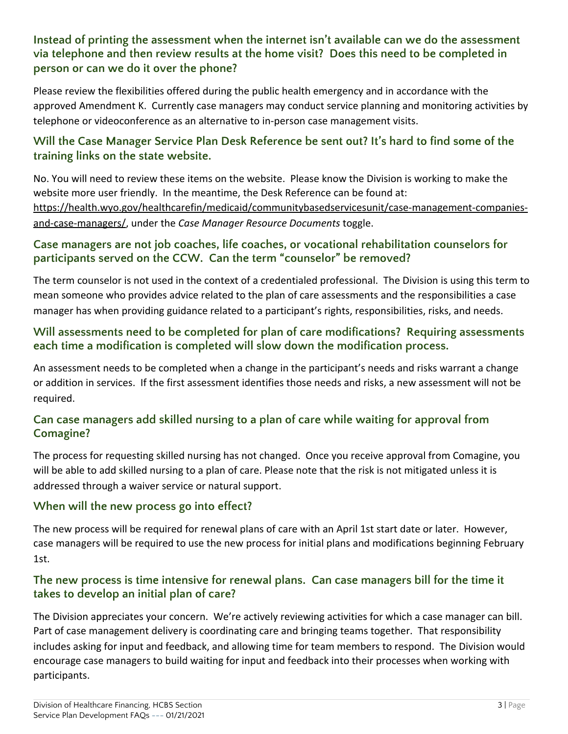### Instead of printing the assessment when the internet isn't available can we do the assessment via telephone and then review results at the home visit? Does this need to be completed in person or can we do it over the phone?

Please review the flexibilities offered during the public health emergency and in accordance with the approved Amendment K. Currently case managers may conduct service planning and monitoring activities by telephone or videoconference as an alternative to in-person case management visits.

### Will the Case Manager Service Plan Desk Reference be sent out? It's hard to find some of the training links on the state website.

No. You will need to review these items on the website. Please know the Division is working to make the website more user friendly. In the meantime, the Desk Reference can be found at: https://health.wyo.gov/healthcarefin/medicaid/communitybasedservicesunit/case-management-companies-and-case-managers/, under the *Case Manager Resource Documents* toggle.

### Case managers are not job coaches, life coaches, or vocational rehabilitation counselors for participants served on the CCW. Can the term "counselor" be removed?

The term counselor is not used in the context of a credentialed professional. The Division is using this term to mean someone who provides advice related to the plan of care assessments and the responsibilities a case manager has when providing guidance related to a participant's rights, responsibilities, risks, and needs.

### Will assessments need to be completed for plan of care modifications? Requiring assessments each time a modification is completed will slow down the modification process.

An assessment needs to be completed when a change in the participant's needs and risks warrant a change or addition in services. If the first assessment identifies those needs and risks, a new assessment will not be required.

### Can case managers add skilled nursing to a plan of care while waiting for approval from Comagine?

The process for requesting skilled nursing has not changed. Once you receive approval from Comagine, you will be able to add skilled nursing to a plan of care. Please note that the risk is not mitigated unless it is addressed through a waiver service or natural support.

### When will the new process go into effect?

The new process will be required for renewal plans of care with an April 1st start date or later. However, case managers will be required to use the new process for initial plans and modifications beginning February 1st.

### The new process is time intensive for renewal plans. Can case managers bill for the time it takes to develop an initial plan of care?

The Division appreciates your concern. We're actively reviewing activities for which a case manager can bill. Part of case management delivery is coordinating care and bringing teams together. That responsibility includes asking for input and feedback, and allowing time for team members to respond. The Division would encourage case managers to build waiting for input and feedback into their processes when working with participants.